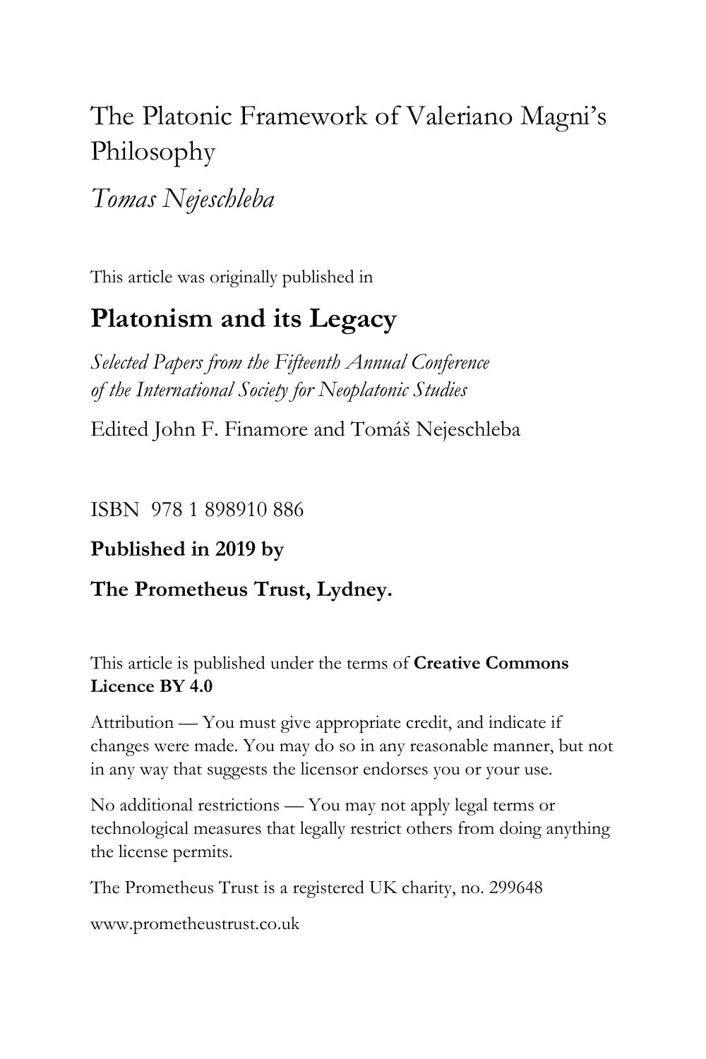# The Platonic Framework of Valeriano Magni's Philosophy

*Tomas Nejeschleba*

This article was originally published in

## Platonism and its Legacy

*Selected Papers from the Fifteenth Annual Conference of the International Society for Neoplatonic Studies*

Edited John F. Finamore and Tomáš Nejeschleba

ISBN 978 1 898910 886

**Published in 2019 by**

**The Prometheus Trust, Lydney.**

This article is published under the terms of **Creative Commons Licence BY 4.0**

Attribution — You must give appropriate credit, and indicate if changes were made. You may do so in any reasonable manner, but not in any way that suggests the licensor endorses you or your use.

No additional restrictions — You may not apply legal terms or technological measures that legally restrict others from doing anything the license permits.

The Prometheus Trust is a registered UK charity, no. 299648

www.prometheustrust.co.uk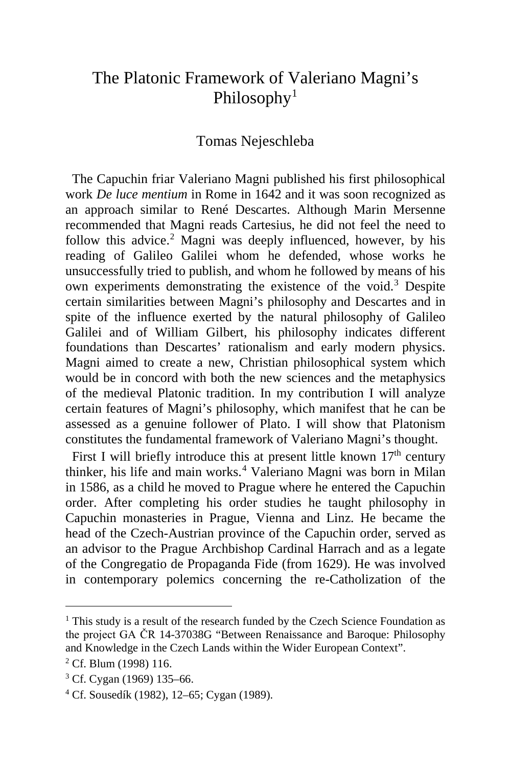# The Platonic Framework of Valeriano Magni's Philosophy[1]

Tomas Nejeschleba

The Capuchin friar Valeriano Magni published his first philosophical work *De luce mentium* in Rome in 1642 and it was soon recognized as an approach similar to René Descartes. Although Marin Mersenne recommended that Magni reads Cartesius, he did not feel the need to follow this advice.[2] Magni was deeply influenced, however, by his reading of Galileo Galilei whom he defended, whose works he unsuccessfully tried to publish, and whom he followed by means of his own experiments demonstrating the existence of the void.[3] Despite certain similarities between Magni's philosophy and Descartes and in spite of the influence exerted by the natural philosophy of Galileo Galilei and of William Gilbert, his philosophy indicates different foundations than Descartes' rationalism and early modern physics. Magni aimed to create a new, Christian philosophical system which would be in concord with both the new sciences and the metaphysics of the medieval Platonic tradition. In my contribution I will analyze certain features of Magni's philosophy, which manifest that he can be assessed as a genuine follower of Plato. I will show that Platonism constitutes the fundamental framework of Valeriano Magni's thought.

First I will briefly introduce this at present little known 17th century thinker, his life and main works.[4] Valeriano Magni was born in Milan in 1586, as a child he moved to Prague where he entered the Capuchin order. After completing his order studies he taught philosophy in Capuchin monasteries in Prague, Vienna and Linz. He became the head of the Czech-Austrian province of the Capuchin order, served as an advisor to the Prague Archbishop Cardinal Harrach and as a legate of the Congregatio de Propaganda Fide (from 1629). He was involved in contemporary polemics concerning the re-Catholization of the

---

[1] This study is a result of the research funded by the Czech Science Foundation as the project GA ČR 14-37038G "Between Renaissance and Baroque: Philosophy and Knowledge in the Czech Lands within the Wider European Context".

[2] Cf. Blum (1998) 116.

[3] Cf. Cygan (1969) 135–66.

[4] Cf. Sousedík (1982), 12–65; Cygan (1989).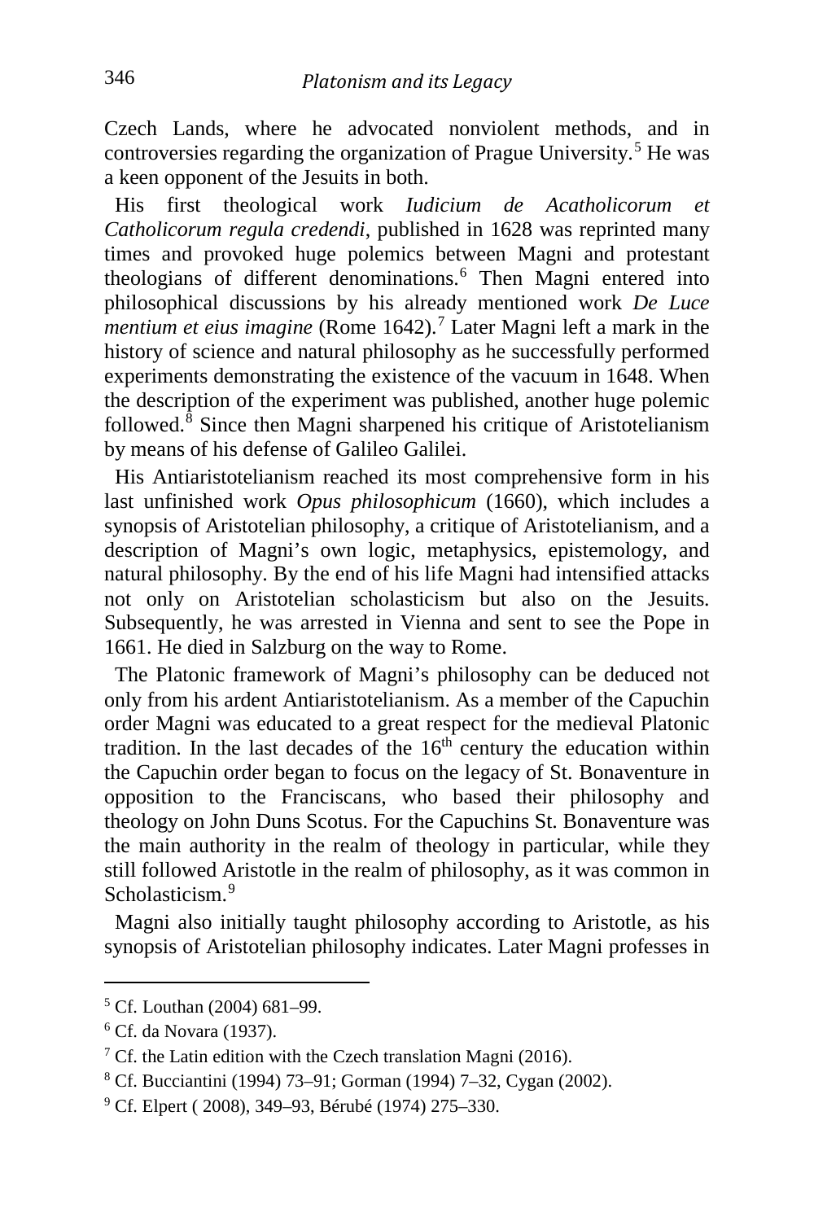Czech Lands, where he advocated nonviolent methods, and in controversies regarding the organization of Prague University.[5] He was a keen opponent of the Jesuits in both.

His first theological work *Iudicium de Acatholicorum et Catholicorum regula credendi*, published in 1628 was reprinted many times and provoked huge polemics between Magni and protestant theologians of different denominations.[6] Then Magni entered into philosophical discussions by his already mentioned work *De Luce mentium et eius imagine* (Rome 1642).[7] Later Magni left a mark in the history of science and natural philosophy as he successfully performed experiments demonstrating the existence of the vacuum in 1648. When the description of the experiment was published, another huge polemic followed.[8] Since then Magni sharpened his critique of Aristotelianism by means of his defense of Galileo Galilei.

His Antiaristotelianism reached its most comprehensive form in his last unfinished work *Opus philosophicum* (1660), which includes a synopsis of Aristotelian philosophy, a critique of Aristotelianism, and a description of Magni's own logic, metaphysics, epistemology, and natural philosophy. By the end of his life Magni had intensified attacks not only on Aristotelian scholasticism but also on the Jesuits. Subsequently, he was arrested in Vienna and sent to see the Pope in 1661. He died in Salzburg on the way to Rome.

The Platonic framework of Magni's philosophy can be deduced not only from his ardent Antiaristotelianism. As a member of the Capuchin order Magni was educated to a great respect for the medieval Platonic tradition. In the last decades of the 16th century the education within the Capuchin order began to focus on the legacy of St. Bonaventure in opposition to the Franciscans, who based their philosophy and theology on John Duns Scotus. For the Capuchins St. Bonaventure was the main authority in the realm of theology in particular, while they still followed Aristotle in the realm of philosophy, as it was common in Scholasticism.[9]

Magni also initially taught philosophy according to Aristotle, as his synopsis of Aristotelian philosophy indicates. Later Magni professes in

---

[5] Cf. Louthan (2004) 681–99.

[6] Cf. da Novara (1937).

[7] Cf. the Latin edition with the Czech translation Magni (2016).

[8] Cf. Bucciantini (1994) 73–91; Gorman (1994) 7–32, Cygan (2002).

[9] Cf. Elpert ( 2008), 349–93, Bérubé (1974) 275–330.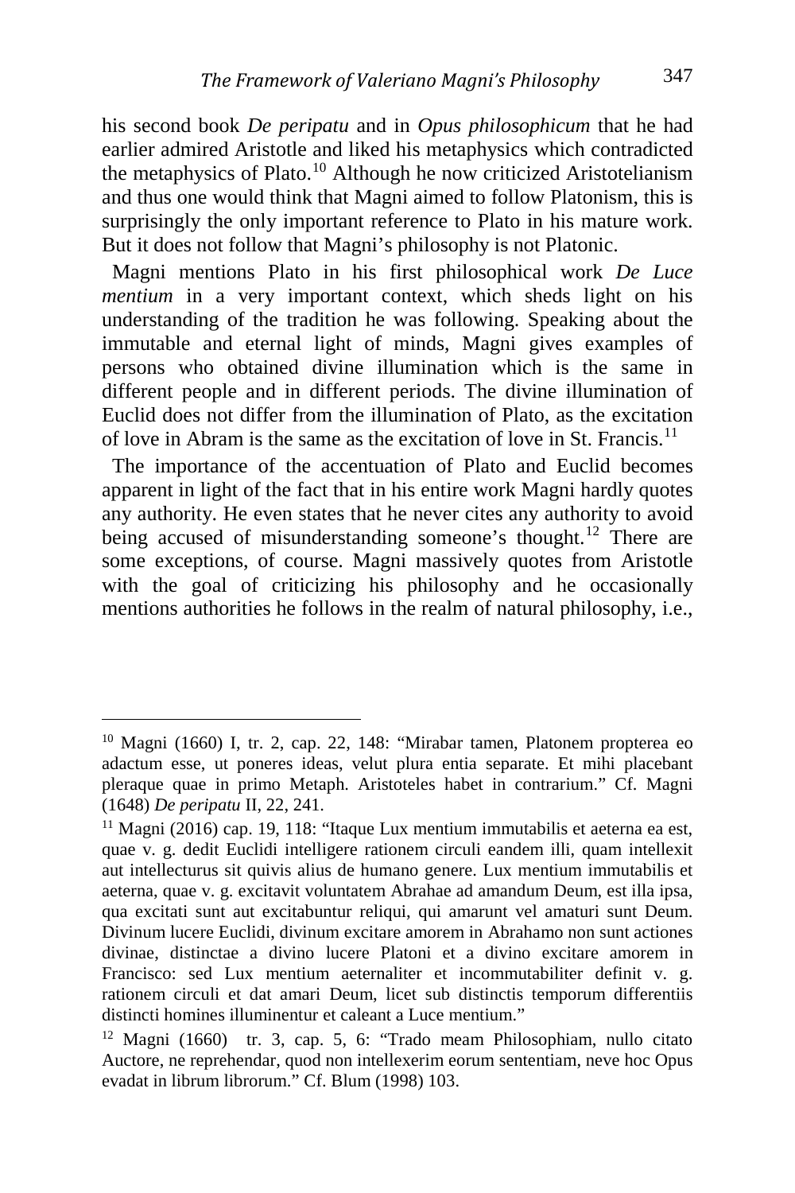his second book *De peripatu* and in *Opus philosophicum* that he had earlier admired Aristotle and liked his metaphysics which contradicted the metaphysics of Plato.[10] Although he now criticized Aristotelianism and thus one would think that Magni aimed to follow Platonism, this is surprisingly the only important reference to Plato in his mature work. But it does not follow that Magni's philosophy is not Platonic.

Magni mentions Plato in his first philosophical work *De Luce mentium* in a very important context, which sheds light on his understanding of the tradition he was following. Speaking about the immutable and eternal light of minds, Magni gives examples of persons who obtained divine illumination which is the same in different people and in different periods. The divine illumination of Euclid does not differ from the illumination of Plato, as the excitation of love in Abram is the same as the excitation of love in St. Francis.[11]

The importance of the accentuation of Plato and Euclid becomes apparent in light of the fact that in his entire work Magni hardly quotes any authority. He even states that he never cites any authority to avoid being accused of misunderstanding someone's thought.[12] There are some exceptions, of course. Magni massively quotes from Aristotle with the goal of criticizing his philosophy and he occasionally mentions authorities he follows in the realm of natural philosophy, i.e.,

---

[10] Magni (1660) I, tr. 2, cap. 22, 148: "Mirabar tamen, Platonem propterea eo adactum esse, ut poneres ideas, velut plura entia separate. Et mihi placebant pleraque quae in primo Metaph. Aristoteles habet in contrarium." Cf. Magni (1648) *De peripatu* II, 22, 241.

[11] Magni (2016) cap. 19, 118: "Itaque Lux mentium immutabilis et aeterna ea est, quae v. g. dedit Euclidi intelligere rationem circuli eandem illi, quam intellexit aut intellecturus sit quivis alius de humano genere. Lux mentium immutabilis et aeterna, quae v. g. excitavit voluntatem Abrahae ad amandum Deum, est illa ipsa, qua excitati sunt aut excitabuntur reliqui, qui amarunt vel amaturi sunt Deum. Divinum lucere Euclidi, divinum excitare amorem in Abrahamo non sunt actiones divinae, distinctae a divino lucere Platoni et a divino excitare amorem in Francisco: sed Lux mentium aeternaliter et incommutabiliter definit v. g. rationem circuli et dat amari Deum, licet sub distinctis temporum differentiis distincti homines illuminentur et caleant a Luce mentium."

[12] Magni (1660) tr. 3, cap. 5, 6: "Trado meam Philosophiam, nullo citato Auctore, ne reprehendar, quod non intellexerim eorum sententiam, neve hoc Opus evadat in librum librorum." Cf. Blum (1998) 103.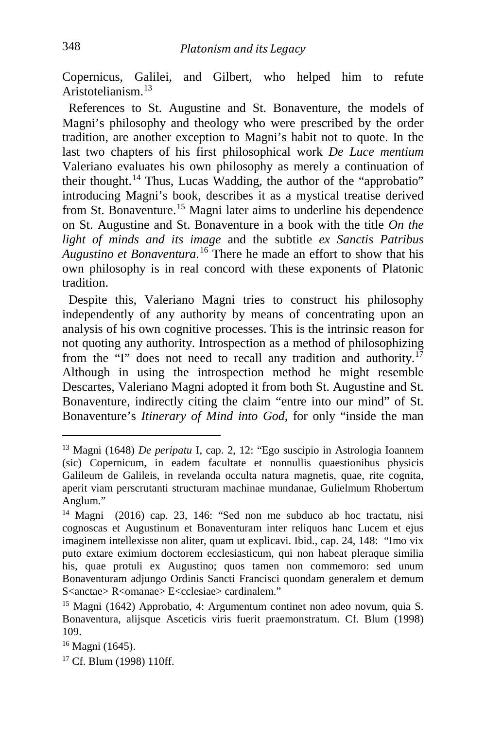Copernicus, Galilei, and Gilbert, who helped him to refute Aristotelianism.[13]

References to St. Augustine and St. Bonaventure, the models of Magni's philosophy and theology who were prescribed by the order tradition, are another exception to Magni's habit not to quote. In the last two chapters of his first philosophical work *De Luce mentium* Valeriano evaluates his own philosophy as merely a continuation of their thought.[14] Thus, Lucas Wadding, the author of the "approbatio" introducing Magni's book, describes it as a mystical treatise derived from St. Bonaventure.[15] Magni later aims to underline his dependence on St. Augustine and St. Bonaventure in a book with the title *On the light of minds and its image* and the subtitle *ex Sanctis Patribus Augustino et Bonaventura*.[16] There he made an effort to show that his own philosophy is in real concord with these exponents of Platonic tradition.

Despite this, Valeriano Magni tries to construct his philosophy independently of any authority by means of concentrating upon an analysis of his own cognitive processes. This is the intrinsic reason for not quoting any authority. Introspection as a method of philosophizing from the "I" does not need to recall any tradition and authority.[17] Although in using the introspection method he might resemble Descartes, Valeriano Magni adopted it from both St. Augustine and St. Bonaventure, indirectly citing the claim "entre into our mind" of St. Bonaventure's *Itinerary of Mind into God*, for only "inside the man

---

[13] Magni (1648) *De peripatu* I, cap. 2, 12: "Ego suscipio in Astrologia Ioannem (sic) Copernicum, in eadem facultate et nonnullis quaestionibus physicis Galileum de Galileis, in revelanda occulta natura magnetis, quae, rite cognita, aperit viam perscrutanti structuram machinae mundanae, Gulielmum Rhobertum Anglum."

[14] Magni (2016) cap. 23, 146: "Sed non me subduco ab hoc tractatu, nisi cognoscas et Augustinum et Bonaventuram inter reliquos hanc Lucem et ejus imaginem intellexisse non aliter, quam ut explicavi. Ibid., cap. 24, 148: "Imo vix puto extare eximium doctorem ecclesiasticum, qui non habeat pleraque similia his, quae protuli ex Augustino; quos tamen non commemoro: sed unum Bonaventuram adjungo Ordinis Sancti Francisci quondam generalem et demum S<anctae> R<omanae> E<cclesiae> cardinalem."

[15] Magni (1642) Approbatio, 4: Argumentum continet non adeo novum, quia S. Bonaventura, alijsque Asceticis viris fuerit praemonstratum. Cf. Blum (1998) 109.

[16] Magni (1645).

[17] Cf. Blum (1998) 110ff.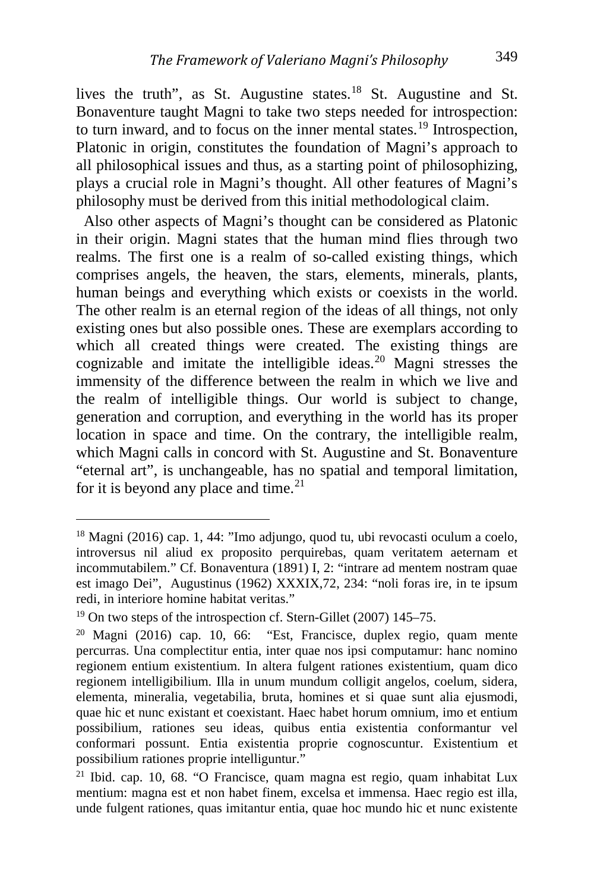lives the truth", as St. Augustine states.[18] St. Augustine and St. Bonaventure taught Magni to take two steps needed for introspection: to turn inward, and to focus on the inner mental states.[19] Introspection, Platonic in origin, constitutes the foundation of Magni's approach to all philosophical issues and thus, as a starting point of philosophizing, plays a crucial role in Magni's thought. All other features of Magni's philosophy must be derived from this initial methodological claim.

Also other aspects of Magni's thought can be considered as Platonic in their origin. Magni states that the human mind flies through two realms. The first one is a realm of so-called existing things, which comprises angels, the heaven, the stars, elements, minerals, plants, human beings and everything which exists or coexists in the world. The other realm is an eternal region of the ideas of all things, not only existing ones but also possible ones. These are exemplars according to which all created things were created. The existing things are cognizable and imitate the intelligible ideas.[20] Magni stresses the immensity of the difference between the realm in which we live and the realm of intelligible things. Our world is subject to change, generation and corruption, and everything in the world has its proper location in space and time. On the contrary, the intelligible realm, which Magni calls in concord with St. Augustine and St. Bonaventure "eternal art", is unchangeable, has no spatial and temporal limitation, for it is beyond any place and time.[21]

---

[18] Magni (2016) cap. 1, 44: "Imo adjungo, quod tu, ubi revocasti oculum a coelo, introversus nil aliud ex proposito perquirebas, quam veritatem aeternam et incommutabilem." Cf. Bonaventura (1891) I, 2: "intrare ad mentem nostram quae est imago Dei", Augustinus (1962) XXXIX,72, 234: "noli foras ire, in te ipsum redi, in interiore homine habitat veritas."

[19] On two steps of the introspection cf. Stern-Gillet (2007) 145–75.

[20] Magni (2016) cap. 10, 66: "Est, Francisce, duplex regio, quam mente percurras. Una complectitur entia, inter quae nos ipsi computamur: hanc nomino regionem entium existentium. In altera fulgent rationes existentium, quam dico regionem intelligibilium. Illa in unum mundum colligit angelos, coelum, sidera, elementa, mineralia, vegetabilia, bruta, homines et si quae sunt alia ejusmodi, quae hic et nunc existant et coexistant. Haec habet horum omnium, imo et entium possibilium, rationes seu ideas, quibus entia existentia conformantur vel conformari possunt. Entia existentia proprie cognoscuntur. Existentium et possibilium rationes proprie intelliguntur."

[21] Ibid. cap. 10, 68. "O Francisce, quam magna est regio, quam inhabitat Lux mentium: magna est et non habet finem, excelsa et immensa. Haec regio est illa, unde fulgent rationes, quas imitantur entia, quae hoc mundo hic et nunc existente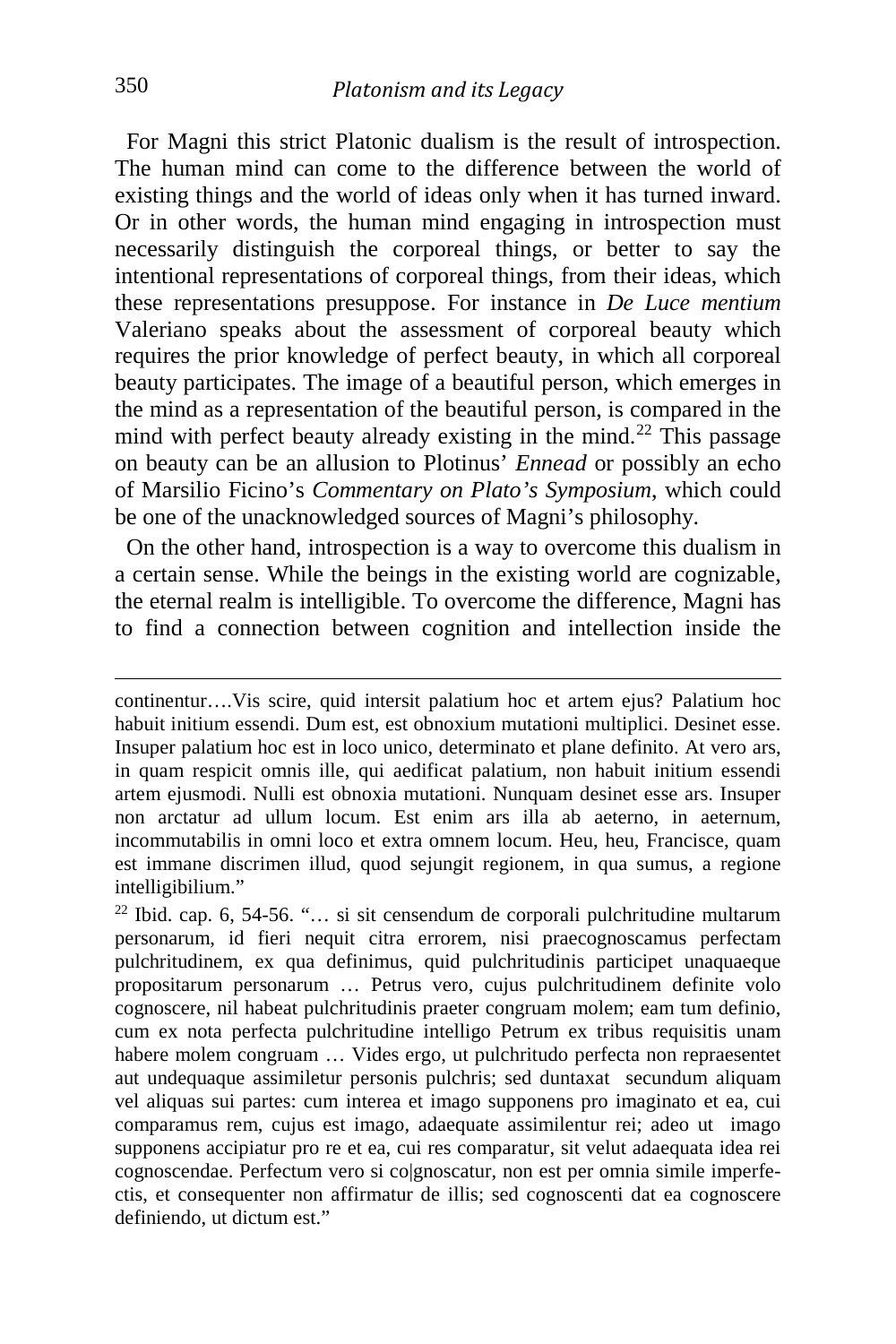For Magni this strict Platonic dualism is the result of introspection. The human mind can come to the difference between the world of existing things and the world of ideas only when it has turned inward. Or in other words, the human mind engaging in introspection must necessarily distinguish the corporeal things, or better to say the intentional representations of corporeal things, from their ideas, which these representations presuppose. For instance in *De Luce mentium* Valeriano speaks about the assessment of corporeal beauty which requires the prior knowledge of perfect beauty, in which all corporeal beauty participates. The image of a beautiful person, which emerges in the mind as a representation of the beautiful person, is compared in the mind with perfect beauty already existing in the mind.[22] This passage on beauty can be an allusion to Plotinus' *Ennead* or possibly an echo of Marsilio Ficino's *Commentary on Plato's Symposium*, which could be one of the unacknowledged sources of Magni's philosophy.

On the other hand, introspection is a way to overcome this dualism in a certain sense. While the beings in the existing world are cognizable, the eternal realm is intelligible. To overcome the difference, Magni has to find a connection between cognition and intellection inside the

---

continentur….Vis scire, quid intersit palatium hoc et artem ejus? Palatium hoc habuit initium essendi. Dum est, est obnoxium mutationi multiplici. Desinet esse. Insuper palatium hoc est in loco unico, determinato et plane definito. At vero ars, in quam respicit omnis ille, qui aedificat palatium, non habuit initium essendi artem ejusmodi. Nulli est obnoxia mutationi. Nunquam desinet esse ars. Insuper non arctatur ad ullum locum. Est enim ars illa ab aeterno, in aeternum, incommutabilis in omni loco et extra omnem locum. Heu, heu, Francisce, quam est immane discrimen illud, quod sejungit regionem, in qua sumus, a regione intelligibilium."

[22] Ibid. cap. 6, 54-56. "… si sit censendum de corporali pulchritudine multarum personarum, id fieri nequit citra errorem, nisi praecognoscamus perfectam pulchritudinem, ex qua definimus, quid pulchritudinis participet unaquaeque propositarum personarum … Petrus vero, cujus pulchritudinem definite volo cognoscere, nil habeat pulchritudinis praeter congruam molem; eam tum definio, cum ex nota perfecta pulchritudine intelligo Petrum ex tribus requisitis unam habere molem congruam … Vides ergo, ut pulchritudo perfecta non repraesentet aut undequaque assimiletur personis pulchris; sed duntaxat secundum aliquam vel aliquas sui partes: cum interea et imago supponens pro imaginato et ea, cui comparamus rem, cujus est imago, adaequate assimilentur rei; adeo ut imago supponens accipiatur pro re et ea, cui res comparatur, sit velut adaequata idea rei cognoscendae. Perfectum vero si co|gnoscatur, non est per omnia simile imperfectis, et consequenter non affirmatur de illis; sed cognoscenti dat ea cognoscere definiendo, ut dictum est."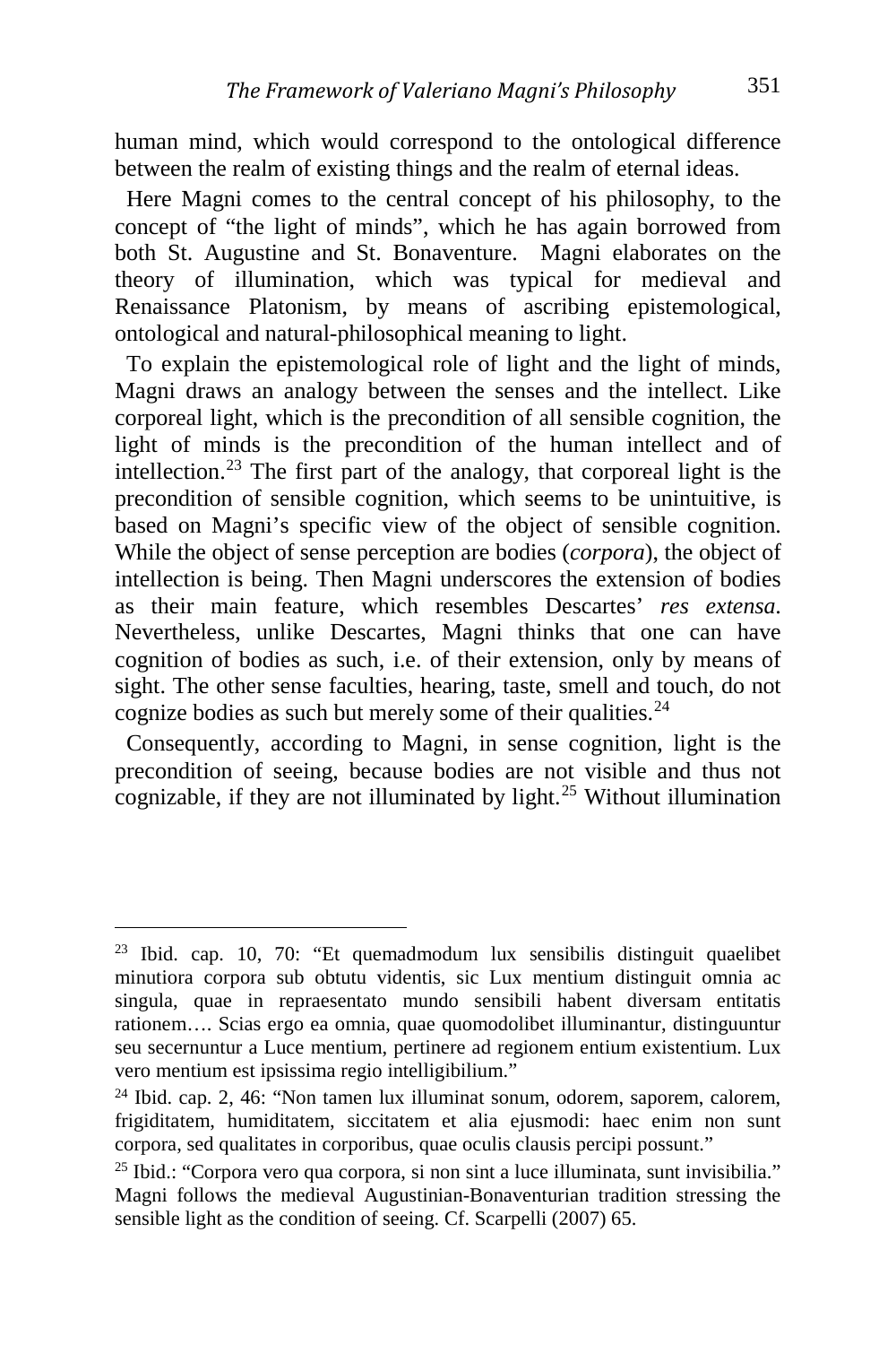human mind, which would correspond to the ontological difference between the realm of existing things and the realm of eternal ideas.

Here Magni comes to the central concept of his philosophy, to the concept of "the light of minds", which he has again borrowed from both St. Augustine and St. Bonaventure. Magni elaborates on the theory of illumination, which was typical for medieval and Renaissance Platonism, by means of ascribing epistemological, ontological and natural-philosophical meaning to light.

To explain the epistemological role of light and the light of minds, Magni draws an analogy between the senses and the intellect. Like corporeal light, which is the precondition of all sensible cognition, the light of minds is the precondition of the human intellect and of intellection.[23] The first part of the analogy, that corporeal light is the precondition of sensible cognition, which seems to be unintuitive, is based on Magni's specific view of the object of sensible cognition. While the object of sense perception are bodies (*corpora*), the object of intellection is being. Then Magni underscores the extension of bodies as their main feature, which resembles Descartes' *res extensa*. Nevertheless, unlike Descartes, Magni thinks that one can have cognition of bodies as such, i.e. of their extension, only by means of sight. The other sense faculties, hearing, taste, smell and touch, do not cognize bodies as such but merely some of their qualities.[24]

Consequently, according to Magni, in sense cognition, light is the precondition of seeing, because bodies are not visible and thus not cognizable, if they are not illuminated by light.[25] Without illumination

---

[23] Ibid. cap. 10, 70: "Et quemadmodum lux sensibilis distinguit quaelibet minutiora corpora sub obtutu videntis, sic Lux mentium distinguit omnia ac singula, quae in repraesentato mundo sensibili habent diversam entitatis rationem…. Scias ergo ea omnia, quae quomodolibet illuminantur, distinguuntur seu secernuntur a Luce mentium, pertinere ad regionem entium existentium. Lux vero mentium est ipsissima regio intelligibilium."

[24] Ibid. cap. 2, 46: "Non tamen lux illuminat sonum, odorem, saporem, calorem, frigiditatem, humiditatem, siccitatem et alia ejusmodi: haec enim non sunt corpora, sed qualitates in corporibus, quae oculis clausis percipi possunt."

[25] Ibid.: "Corpora vero qua corpora, si non sint a luce illuminata, sunt invisibilia." Magni follows the medieval Augustinian-Bonaventurian tradition stressing the sensible light as the condition of seeing. Cf. Scarpelli (2007) 65.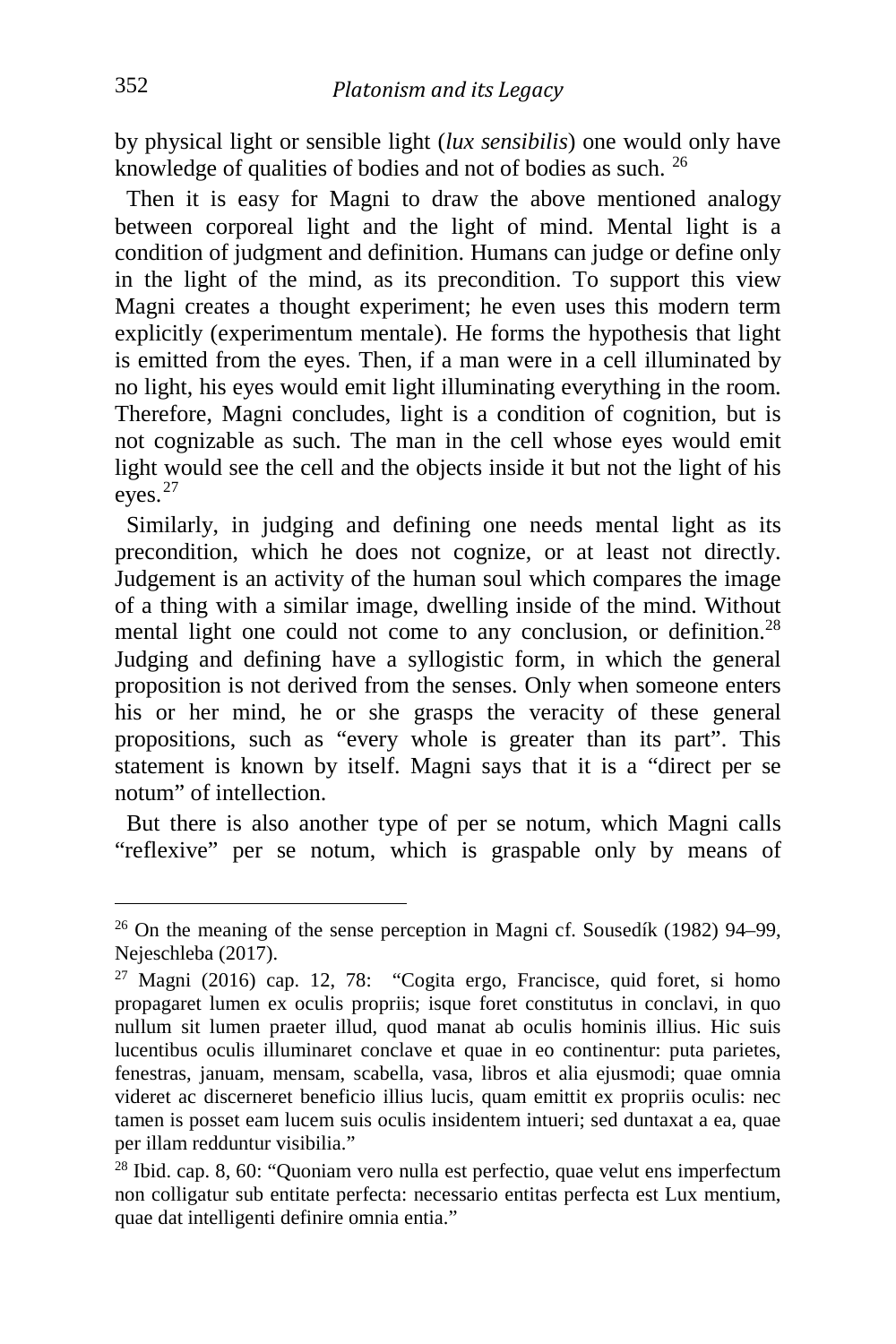by physical light or sensible light (*lux sensibilis*) one would only have knowledge of qualities of bodies and not of bodies as such. [26]

Then it is easy for Magni to draw the above mentioned analogy between corporeal light and the light of mind. Mental light is a condition of judgment and definition. Humans can judge or define only in the light of the mind, as its precondition. To support this view Magni creates a thought experiment; he even uses this modern term explicitly (experimentum mentale). He forms the hypothesis that light is emitted from the eyes. Then, if a man were in a cell illuminated by no light, his eyes would emit light illuminating everything in the room. Therefore, Magni concludes, light is a condition of cognition, but is not cognizable as such. The man in the cell whose eyes would emit light would see the cell and the objects inside it but not the light of his eyes.[27]

Similarly, in judging and defining one needs mental light as its precondition, which he does not cognize, or at least not directly. Judgement is an activity of the human soul which compares the image of a thing with a similar image, dwelling inside of the mind. Without mental light one could not come to any conclusion, or definition.[28] Judging and defining have a syllogistic form, in which the general proposition is not derived from the senses. Only when someone enters his or her mind, he or she grasps the veracity of these general propositions, such as "every whole is greater than its part". This statement is known by itself. Magni says that it is a "direct per se notum" of intellection.

But there is also another type of per se notum, which Magni calls "reflexive" per se notum, which is graspable only by means of

---

[26] On the meaning of the sense perception in Magni cf. Sousedík (1982) 94–99, Nejeschleba (2017).

[27] Magni (2016) cap. 12, 78: "Cogita ergo, Francisce, quid foret, si homo propagaret lumen ex oculis propriis; isque foret constitutus in conclavi, in quo nullum sit lumen praeter illud, quod manat ab oculis hominis illius. Hic suis lucentibus oculis illuminaret conclave et quae in eo continentur: puta parietes, fenestras, januam, mensam, scabella, vasa, libros et alia ejusmodi; quae omnia videret ac discerneret beneficio illius lucis, quam emittit ex propriis oculis: nec tamen is posset eam lucem suis oculis insidentem intueri; sed duntaxat a ea, quae per illam redduntur visibilia."

[28] Ibid. cap. 8, 60: "Quoniam vero nulla est perfectio, quae velut ens imperfectum non colligatur sub entitate perfecta: necessario entitas perfecta est Lux mentium, quae dat intelligenti definire omnia entia."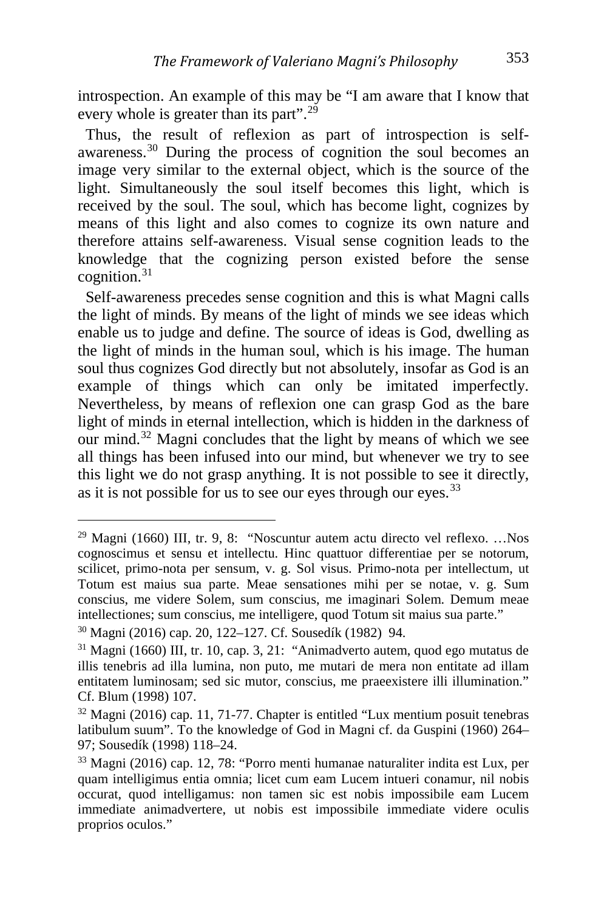introspection. An example of this may be “I am aware that I know that every whole is greater than its part”.[29]

Thus, the result of reflexion as part of introspection is self-awareness.[30] During the process of cognition the soul becomes an image very similar to the external object, which is the source of the light. Simultaneously the soul itself becomes this light, which is received by the soul. The soul, which has become light, cognizes by means of this light and also comes to cognize its own nature and therefore attains self-awareness. Visual sense cognition leads to the knowledge that the cognizing person existed before the sense cognition.[31]

Self-awareness precedes sense cognition and this is what Magni calls the light of minds. By means of the light of minds we see ideas which enable us to judge and define. The source of ideas is God, dwelling as the light of minds in the human soul, which is his image. The human soul thus cognizes God directly but not absolutely, insofar as God is an example of things which can only be imitated imperfectly. Nevertheless, by means of reflexion one can grasp God as the bare light of minds in eternal intellection, which is hidden in the darkness of our mind.[32] Magni concludes that the light by means of which we see all things has been infused into our mind, but whenever we try to see this light we do not grasp anything. It is not possible to see it directly, as it is not possible for us to see our eyes through our eyes.[33]

---

[29] Magni (1660) III, tr. 9, 8: “Noscuntur autem actu directo vel reflexo. …Nos cognoscimus et sensu et intellectu. Hinc quattuor differentiae per se notorum, scilicet, primo-nota per sensum, v. g. Sol visus. Primo-nota per intellectum, ut Totum est maius sua parte. Meae sensationes mihi per se notae, v. g. Sum conscius, me videre Solem, sum conscius, me imaginari Solem. Demum meae intellectiones; sum conscius, me intelligere, quod Totum sit maius sua parte.”

[30] Magni (2016) cap. 20, 122–127. Cf. Sousedík (1982) 94.

[31] Magni (1660) III, tr. 10, cap. 3, 21: “Animadverto autem, quod ego mutatus de illis tenebris ad illa lumina, non puto, me mutari de mera non entitate ad illam entitatem luminosam; sed sic mutor, conscius, me praeexistere illi illumination.” Cf. Blum (1998) 107.

[32] Magni (2016) cap. 11, 71-77. Chapter is entitled “Lux mentium posuit tenebras latibulum suum”. To the knowledge of God in Magni cf. da Guspini (1960) 264–97; Sousedík (1998) 118–24.

[33] Magni (2016) cap. 12, 78: “Porro menti humanae naturaliter indita est Lux, per quam intelligimus entia omnia; licet cum eam Lucem intueri conamur, nil nobis occurat, quod intelligamus: non tamen sic est nobis impossibile eam Lucem immediate animadvertere, ut nobis est impossibile immediate videre oculis proprios oculos.”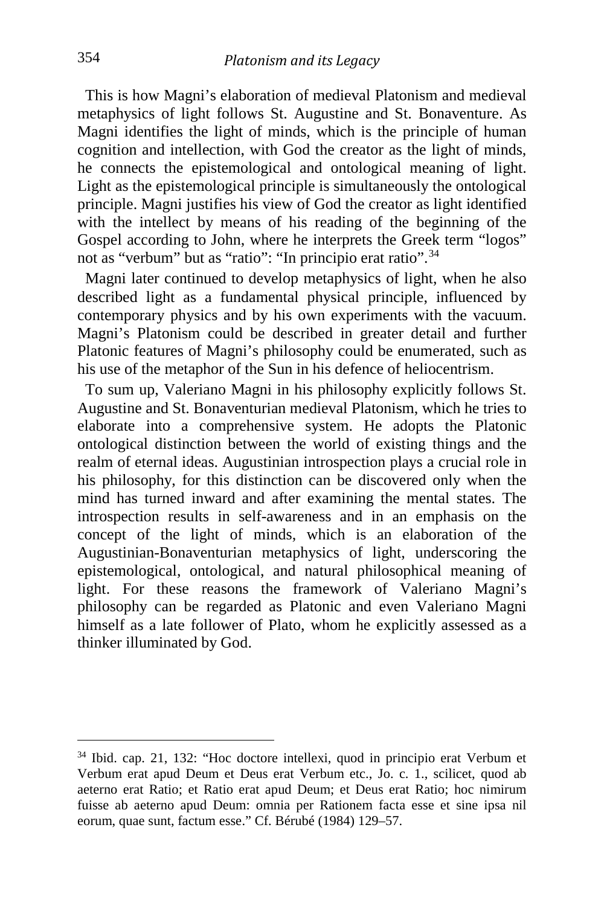This is how Magni's elaboration of medieval Platonism and medieval metaphysics of light follows St. Augustine and St. Bonaventure. As Magni identifies the light of minds, which is the principle of human cognition and intellection, with God the creator as the light of minds, he connects the epistemological and ontological meaning of light. Light as the epistemological principle is simultaneously the ontological principle. Magni justifies his view of God the creator as light identified with the intellect by means of his reading of the beginning of the Gospel according to John, where he interprets the Greek term "logos" not as "verbum" but as "ratio": "In principio erat ratio".[34]

Magni later continued to develop metaphysics of light, when he also described light as a fundamental physical principle, influenced by contemporary physics and by his own experiments with the vacuum. Magni's Platonism could be described in greater detail and further Platonic features of Magni's philosophy could be enumerated, such as his use of the metaphor of the Sun in his defence of heliocentrism.

To sum up, Valeriano Magni in his philosophy explicitly follows St. Augustine and St. Bonaventurian medieval Platonism, which he tries to elaborate into a comprehensive system. He adopts the Platonic ontological distinction between the world of existing things and the realm of eternal ideas. Augustinian introspection plays a crucial role in his philosophy, for this distinction can be discovered only when the mind has turned inward and after examining the mental states. The introspection results in self-awareness and in an emphasis on the concept of the light of minds, which is an elaboration of the Augustinian-Bonaventurian metaphysics of light, underscoring the epistemological, ontological, and natural philosophical meaning of light. For these reasons the framework of Valeriano Magni's philosophy can be regarded as Platonic and even Valeriano Magni himself as a late follower of Plato, whom he explicitly assessed as a thinker illuminated by God.

---

[34] Ibid. cap. 21, 132: "Hoc doctore intellexi, quod in principio erat Verbum et Verbum erat apud Deum et Deus erat Verbum etc., Jo. c. 1., scilicet, quod ab aeterno erat Ratio; et Ratio erat apud Deum; et Deus erat Ratio; hoc nimirum fuisse ab aeterno apud Deum: omnia per Rationem facta esse et sine ipsa nil eorum, quae sunt, factum esse." Cf. Bérubé (1984) 129–57.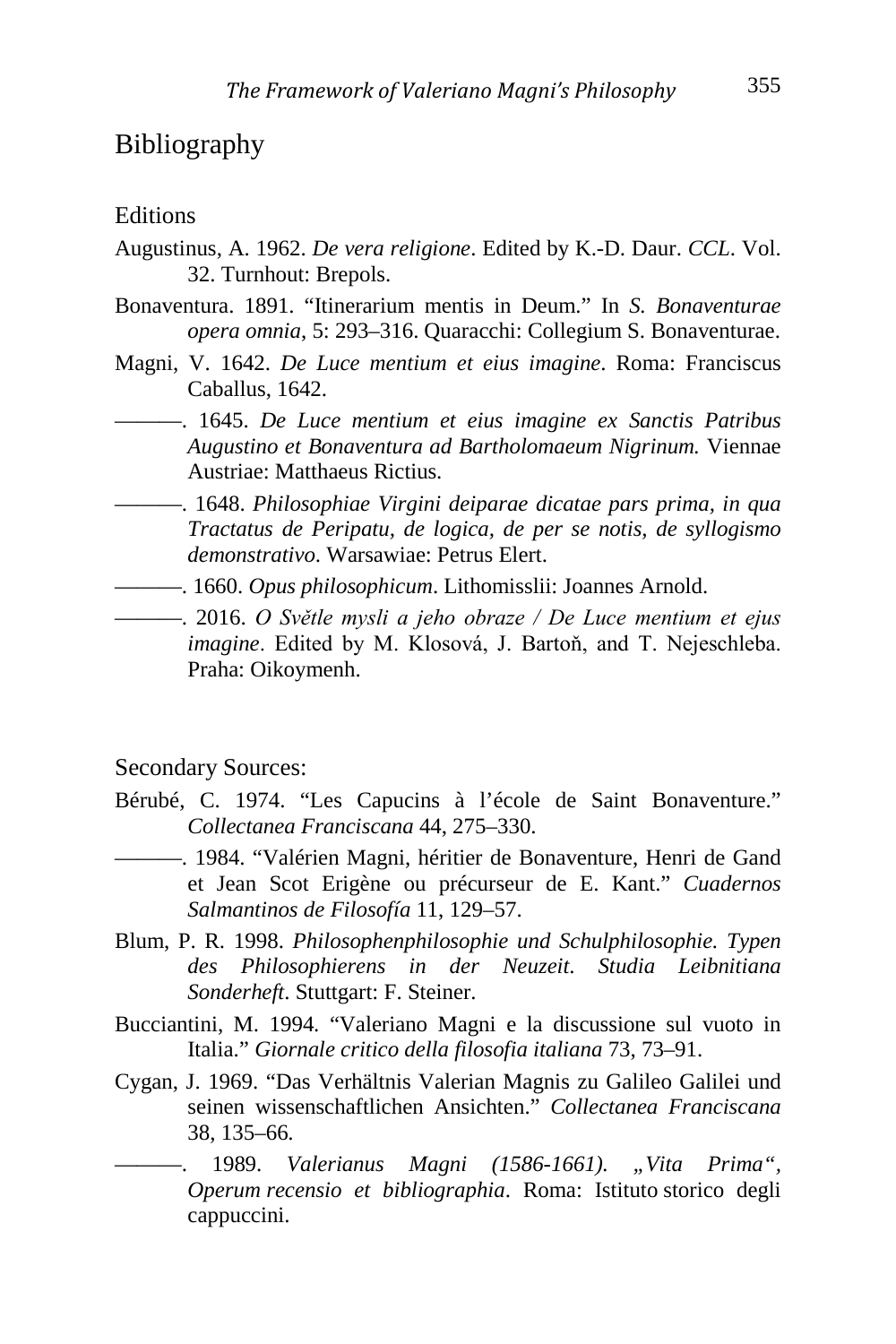## Bibliography

### Editions

Augustinus, A. 1962. *De vera religione*. Edited by K.-D. Daur. *CCL*. Vol. 32. Turnhout: Brepols.

Bonaventura. 1891. "Itinerarium mentis in Deum." In *S. Bonaventurae opera omnia*, 5: 293–316. Quaracchi: Collegium S. Bonaventurae.

Magni, V. 1642. *De Luce mentium et eius imagine*. Roma: Franciscus Caballus, 1642.

———. 1645. *De Luce mentium et eius imagine ex Sanctis Patribus Augustino et Bonaventura ad Bartholomaeum Nigrinum.* Viennae Austriae: Matthaeus Rictius.

———. 1648. *Philosophiae Virgini deiparae dicatae pars prima, in qua Tractatus de Peripatu, de logica, de per se notis, de syllogismo demonstrativo*. Warsawiae: Petrus Elert.

———. 1660. *Opus philosophicum*. Lithomisslii: Joannes Arnold.

———. 2016. *O Světle mysli a jeho obraze / De Luce mentium et ejus imagine*. Edited by M. Klosová, J. Bartoň, and T. Nejeschleba. Praha: Oikoymenh.

### Secondary Sources:

Bérubé, C. 1974. "Les Capucins à l'école de Saint Bonaventure." *Collectanea Franciscana* 44, 275–330.

———. 1984. "Valérien Magni, héritier de Bonaventure, Henri de Gand et Jean Scot Erigène ou précurseur de E. Kant." *Cuadernos Salmantinos de Filosofía* 11, 129–57.

Blum, P. R. 1998. *Philosophenphilosophie und Schulphilosophie. Typen des Philosophierens in der Neuzeit. Studia Leibnitiana Sonderheft*. Stuttgart: F. Steiner.

Bucciantini, M. 1994. "Valeriano Magni e la discussione sul vuoto in Italia." *Giornale critico della filosofia italiana* 73, 73–91.

Cygan, J. 1969. "Das Verhältnis Valerian Magnis zu Galileo Galilei und seinen wissenschaftlichen Ansichten." *Collectanea Franciscana* 38, 135–66.

———. 1989. *Valerianus Magni (1586-1661). „Vita Prima", Operum recensio et bibliographia*. Roma: Istituto storico degli cappuccini.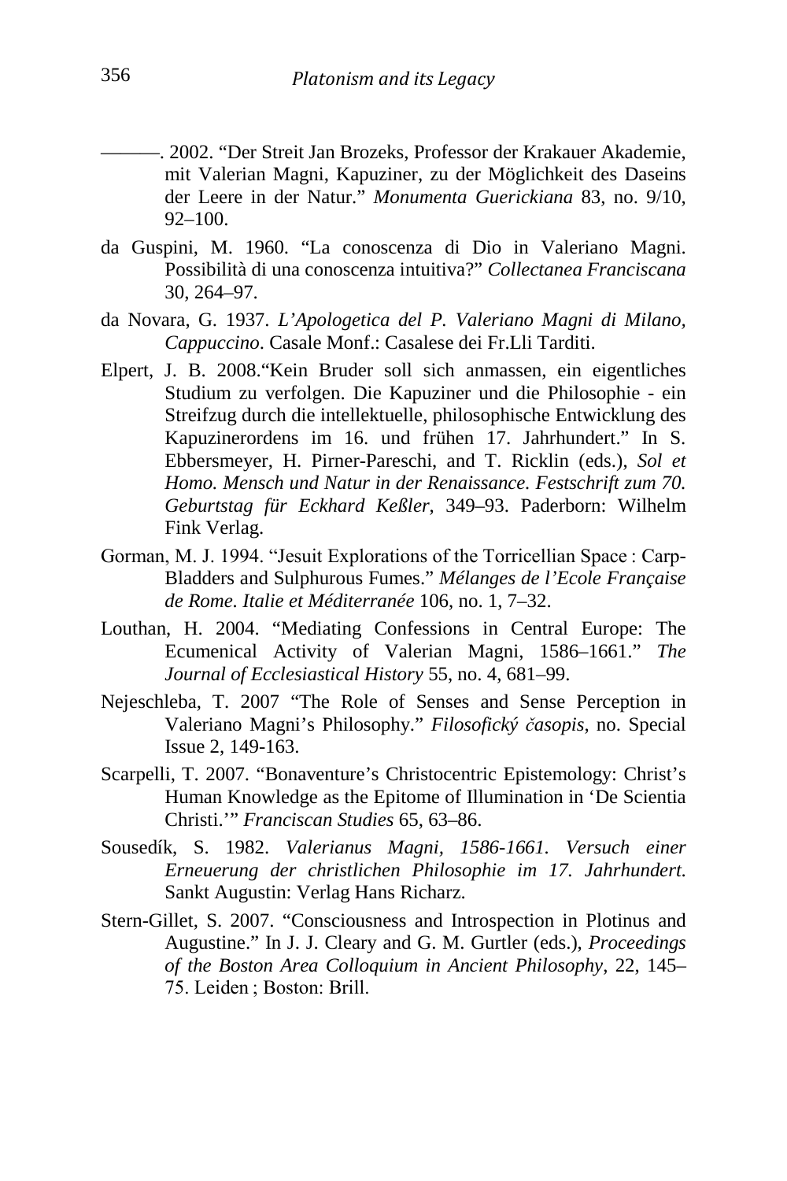———. 2002. "Der Streit Jan Brozeks, Professor der Krakauer Akademie, mit Valerian Magni, Kapuziner, zu der Möglichkeit des Daseins der Leere in der Natur." *Monumenta Guerickiana* 83, no. 9/10, 92–100.

da Guspini, M. 1960. "La conoscenza di Dio in Valeriano Magni. Possibilità di una conoscenza intuitiva?" *Collectanea Franciscana* 30, 264–97.

da Novara, G. 1937. *L'Apologetica del P. Valeriano Magni di Milano, Cappuccino*. Casale Monf.: Casalese dei Fr.Lli Tarditi.

Elpert, J. B. 2008."Kein Bruder soll sich anmassen, ein eigentliches Studium zu verfolgen. Die Kapuziner und die Philosophie - ein Streifzug durch die intellektuelle, philosophische Entwicklung des Kapuzinerordens im 16. und frühen 17. Jahrhundert." In S. Ebbersmeyer, H. Pirner-Pareschi, and T. Ricklin (eds.), *Sol et Homo. Mensch und Natur in der Renaissance. Festschrift zum 70. Geburtstag für Eckhard Keßler*, 349–93. Paderborn: Wilhelm Fink Verlag.

Gorman, M. J. 1994. "Jesuit Explorations of the Torricellian Space : Carp-Bladders and Sulphurous Fumes." *Mélanges de l'Ecole Française de Rome. Italie et Méditerranée* 106, no. 1, 7–32.

Louthan, H. 2004. "Mediating Confessions in Central Europe: The Ecumenical Activity of Valerian Magni, 1586–1661." *The Journal of Ecclesiastical History* 55, no. 4, 681–99.

Nejeschleba, T. 2007 "The Role of Senses and Sense Perception in Valeriano Magni's Philosophy." *Filosofický časopis*, no. Special Issue 2, 149-163.

Scarpelli, T. 2007. "Bonaventure's Christocentric Epistemology: Christ's Human Knowledge as the Epitome of Illumination in 'De Scientia Christi.'" *Franciscan Studies* 65, 63–86.

Sousedík, S. 1982. *Valerianus Magni, 1586-1661. Versuch einer Erneuerung der christlichen Philosophie im 17. Jahrhundert.* Sankt Augustin: Verlag Hans Richarz.

Stern-Gillet, S. 2007. "Consciousness and Introspection in Plotinus and Augustine." In J. J. Cleary and G. M. Gurtler (eds.), *Proceedings of the Boston Area Colloquium in Ancient Philosophy*, 22, 145–75. Leiden ; Boston: Brill.